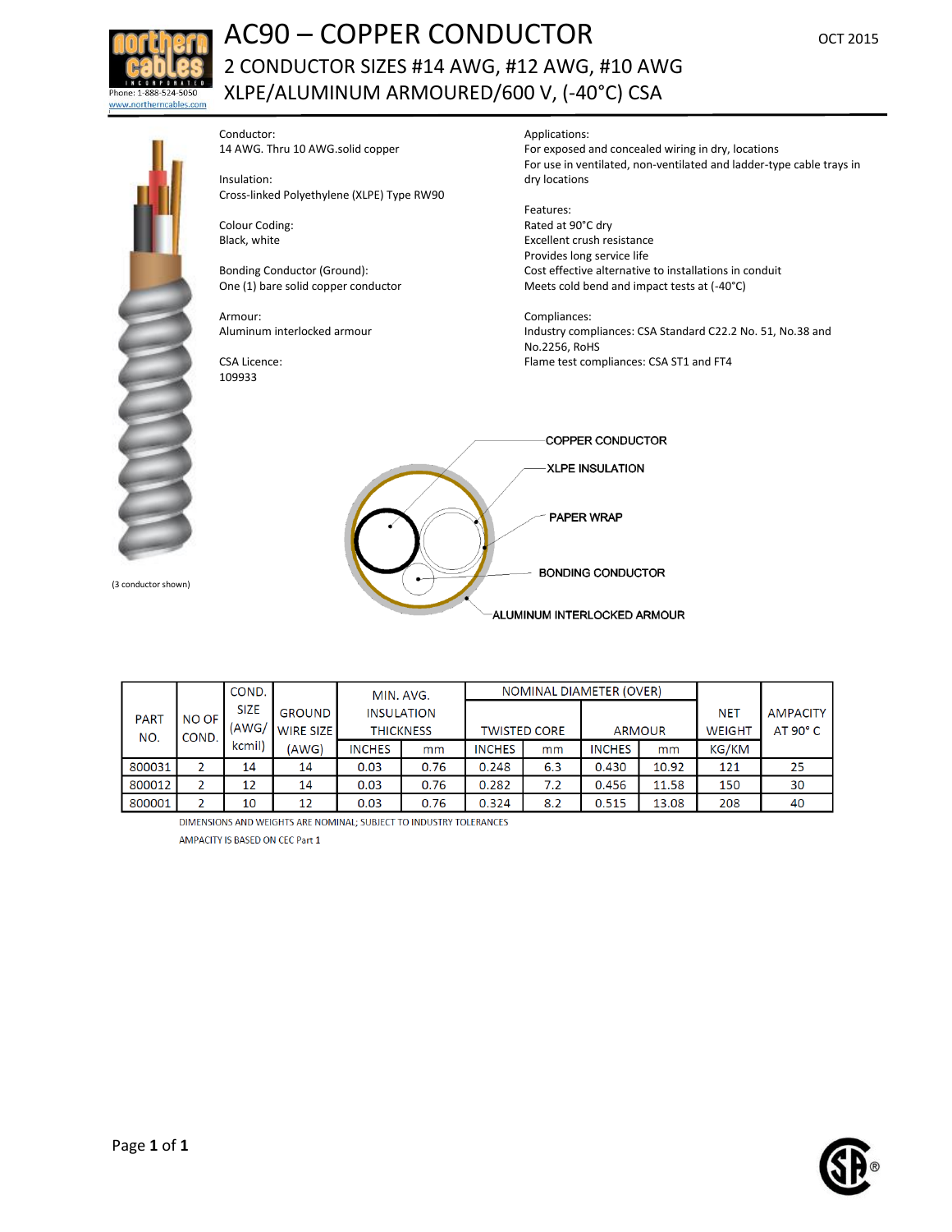# AC90 – COPPER CONDUCTOR

## 2 CONDUCTOR SIZES #14 AWG, #12 AWG, #10 AWG

## XLPE/ALUMINUM ARMOURED/600 V, (-40°C) CSA

OCT 2015

Phone: 1-888-524-5050
www.northerncables.com

Conductor:
14 AWG. Thru 10 AWG.solid copper

Insulation:
Cross-linked Polyethylene (XLPE) Type RW90

Colour Coding:
Black, white

Bonding Conductor (Ground):
One (1) bare solid copper conductor

Armour:
Aluminum interlocked armour

CSA Licence:
109933

Applications:
For exposed and concealed wiring in dry, locations
For use in ventilated, non-ventilated and ladder-type cable trays in dry locations

Features:
Rated at 90°C dry
Excellent crush resistance
Provides long service life
Cost effective alternative to installations in conduit
Meets cold bend and impact tests at (-40°C)

Compliances:
Industry compliances: CSA Standard C22.2 No. 51, No.38 and No.2256, RoHS
Flame test compliances: CSA ST1 and FT4

(3 conductor shown)

COPPER CONDUCTOR
XLPE INSULATION
PAPER WRAP
BONDING CONDUCTOR
ALUMINUM INTERLOCKED ARMOUR

| PART NO. | NO OF COND. | COND. SIZE (AWG/ kcmil) | GROUND WIRE SIZE (AWG) | MIN. AVG. INSULATION THICKNESS | | NOMINAL DIAMETER (OVER) | | | | NET WEIGHT | AMPACITY AT 90° C |
|---|---|---|---|---|---|---|---|---|---|---|---|
| | | | | | | TWISTED CORE | | ARMOUR | | | |
| | | | | INCHES | mm | INCHES | mm | INCHES | mm | KG/KM | |
| 800031 | 2 | 14 | 14 | 0.03 | 0.76 | 0.248 | 6.3 | 0.430 | 10.92 | 121 | 25 |
| 800012 | 2 | 12 | 14 | 0.03 | 0.76 | 0.282 | 7.2 | 0.456 | 11.58 | 150 | 30 |
| 800001 | 2 | 10 | 12 | 0.03 | 0.76 | 0.324 | 8.2 | 0.515 | 13.08 | 208 | 40 |

DIMENSIONS AND WEIGHTS ARE NOMINAL; SUBJECT TO INDUSTRY TOLERANCES

AMPACITY IS BASED ON CEC Part 1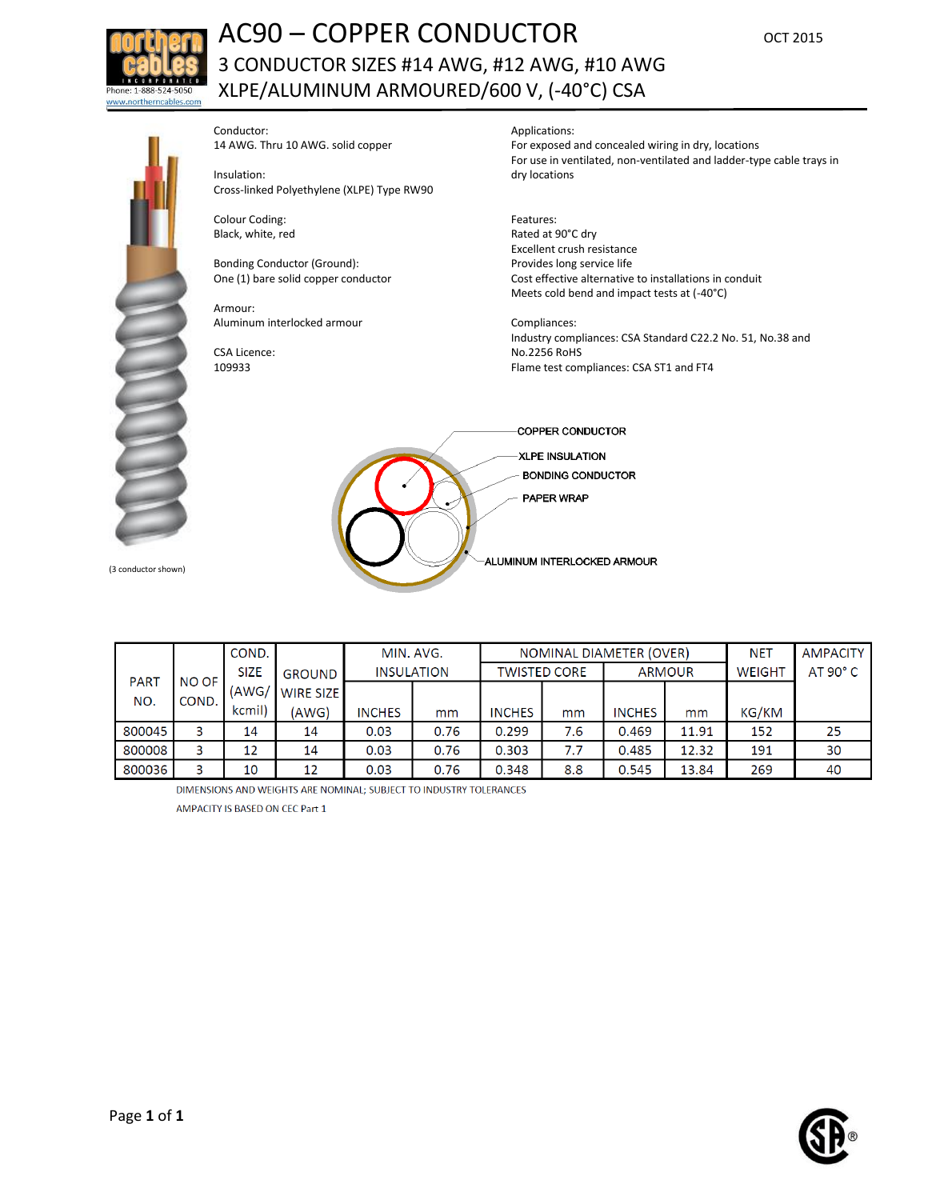# AC90 – COPPER CONDUCTOR

OCT 2015

## 3 CONDUCTOR SIZES #14 AWG, #12 AWG, #10 AWG
## XLPE/ALUMINUM ARMOURED/600 V, (-40°C) CSA

Phone: 1-888-524-5050
www.northerncables.com

Conductor:
14 AWG. Thru 10 AWG. solid copper

Insulation:
Cross-linked Polyethylene (XLPE) Type RW90

Colour Coding:
Black, white, red

Bonding Conductor (Ground):
One (1) bare solid copper conductor

Armour:
Aluminum interlocked armour

CSA Licence:
109933

Applications:
For exposed and concealed wiring in dry, locations
For use in ventilated, non-ventilated and ladder-type cable trays in dry locations

Features:
Rated at 90°C dry
Excellent crush resistance
Provides long service life
Cost effective alternative to installations in conduit
Meets cold bend and impact tests at (-40°C)

Compliances:
Industry compliances: CSA Standard C22.2 No. 51, No.38 and No.2256 RoHS
Flame test compliances: CSA ST1 and FT4

(3 conductor shown)

COPPER CONDUCTOR
XLPE INSULATION
BONDING CONDUCTOR
PAPER WRAP
ALUMINUM INTERLOCKED ARMOUR

| PART NO. | NO OF COND. | COND. SIZE (AWG/ kcmil) | GROUND WIRE SIZE (AWG) | MIN. AVG. INSULATION | | NOMINAL DIAMETER (OVER) | | | | NET WEIGHT | AMPACITY AT 90° C |
|---|---|---|---|---|---|---|---|---|---|---|---|
| | | | | | | TWISTED CORE | | ARMOUR | | | |
| | | | | INCHES | mm | INCHES | mm | INCHES | mm | KG/KM | |
| 800045 | 3 | 14 | 14 | 0.03 | 0.76 | 0.299 | 7.6 | 0.469 | 11.91 | 152 | 25 |
| 800008 | 3 | 12 | 14 | 0.03 | 0.76 | 0.303 | 7.7 | 0.485 | 12.32 | 191 | 30 |
| 800036 | 3 | 10 | 12 | 0.03 | 0.76 | 0.348 | 8.8 | 0.545 | 13.84 | 269 | 40 |

DIMENSIONS AND WEIGHTS ARE NOMINAL; SUBJECT TO INDUSTRY TOLERANCES

AMPACITY IS BASED ON CEC Part 1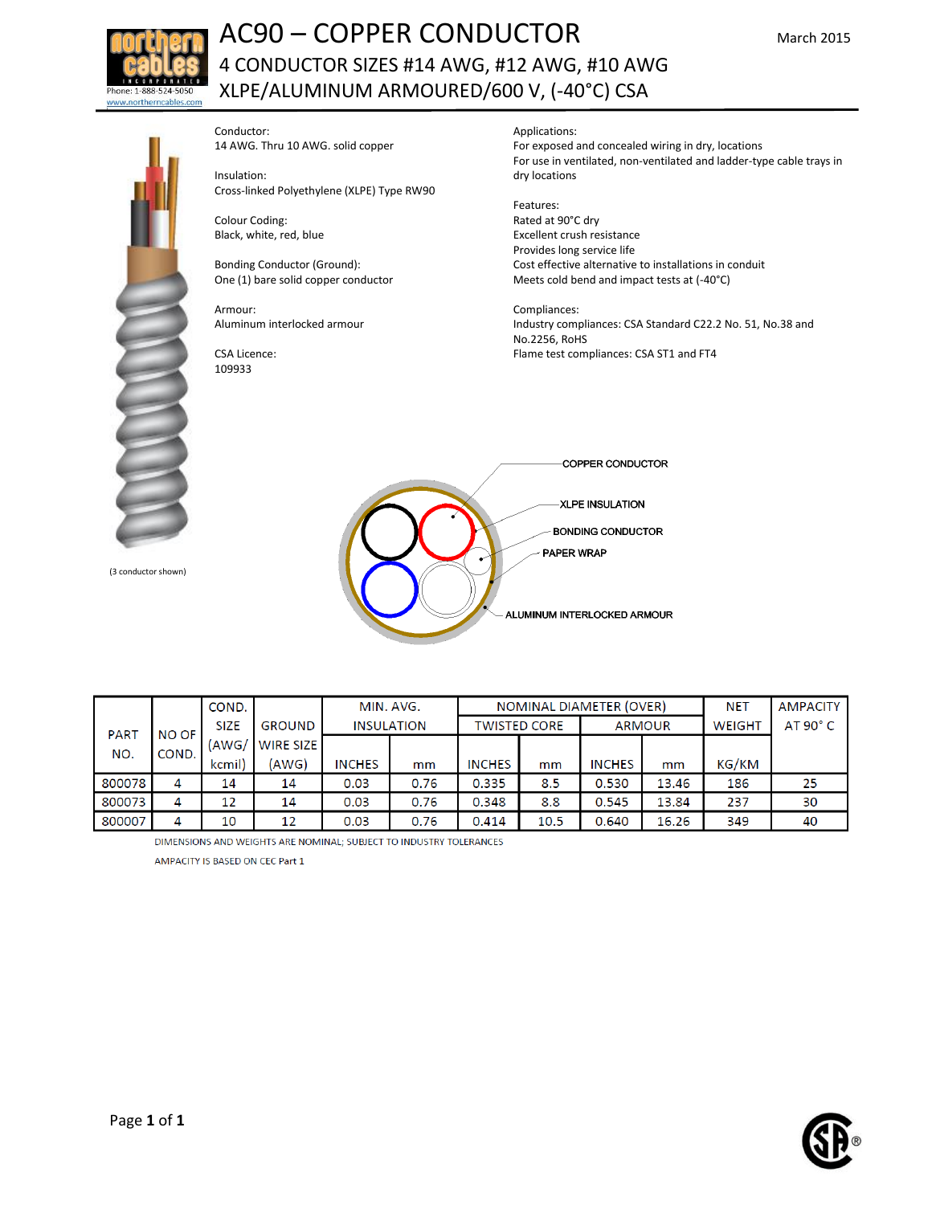# AC90 – COPPER CONDUCTOR

## 4 CONDUCTOR SIZES #14 AWG, #12 AWG, #10 AWG

## XLPE/ALUMINUM ARMOURED/600 V, (-40°C) CSA

March 2015

Phone: 1-888-524-5050
www.northerncables.com

Conductor:
14 AWG. Thru 10 AWG. solid copper

Insulation:
Cross-linked Polyethylene (XLPE) Type RW90

Colour Coding:
Black, white, red, blue

Bonding Conductor (Ground):
One (1) bare solid copper conductor

Armour:
Aluminum interlocked armour

CSA Licence:
109933

Applications:
For exposed and concealed wiring in dry, locations
For use in ventilated, non-ventilated and ladder-type cable trays in dry locations

Features:
Rated at 90°C dry
Excellent crush resistance
Provides long service life
Cost effective alternative to installations in conduit
Meets cold bend and impact tests at (-40°C)

Compliances:
Industry compliances: CSA Standard C22.2 No. 51, No.38 and No.2256, RoHS
Flame test compliances: CSA ST1 and FT4

(3 conductor shown)

COPPER CONDUCTOR
XLPE INSULATION
BONDING CONDUCTOR
PAPER WRAP
ALUMINUM INTERLOCKED ARMOUR

| PART NO. | NO OF COND. | COND. SIZE (AWG/ kcmil) | GROUND WIRE SIZE (AWG) | MIN. AVG. INSULATION | | NOMINAL DIAMETER (OVER) | | | | NET WEIGHT | AMPACITY AT 90° C |
|---|---|---|---|---|---|---|---|---|---|---|---|
| | | | | | | TWISTED CORE | | ARMOUR | | | |
| | | | | INCHES | mm | INCHES | mm | INCHES | mm | KG/KM | |
| 800078 | 4 | 14 | 14 | 0.03 | 0.76 | 0.335 | 8.5 | 0.530 | 13.46 | 186 | 25 |
| 800073 | 4 | 12 | 14 | 0.03 | 0.76 | 0.348 | 8.8 | 0.545 | 13.84 | 237 | 30 |
| 800007 | 4 | 10 | 12 | 0.03 | 0.76 | 0.414 | 10.5 | 0.640 | 16.26 | 349 | 40 |

DIMENSIONS AND WEIGHTS ARE NOMINAL; SUBJECT TO INDUSTRY TOLERANCES

AMPACITY IS BASED ON CEC Part 1